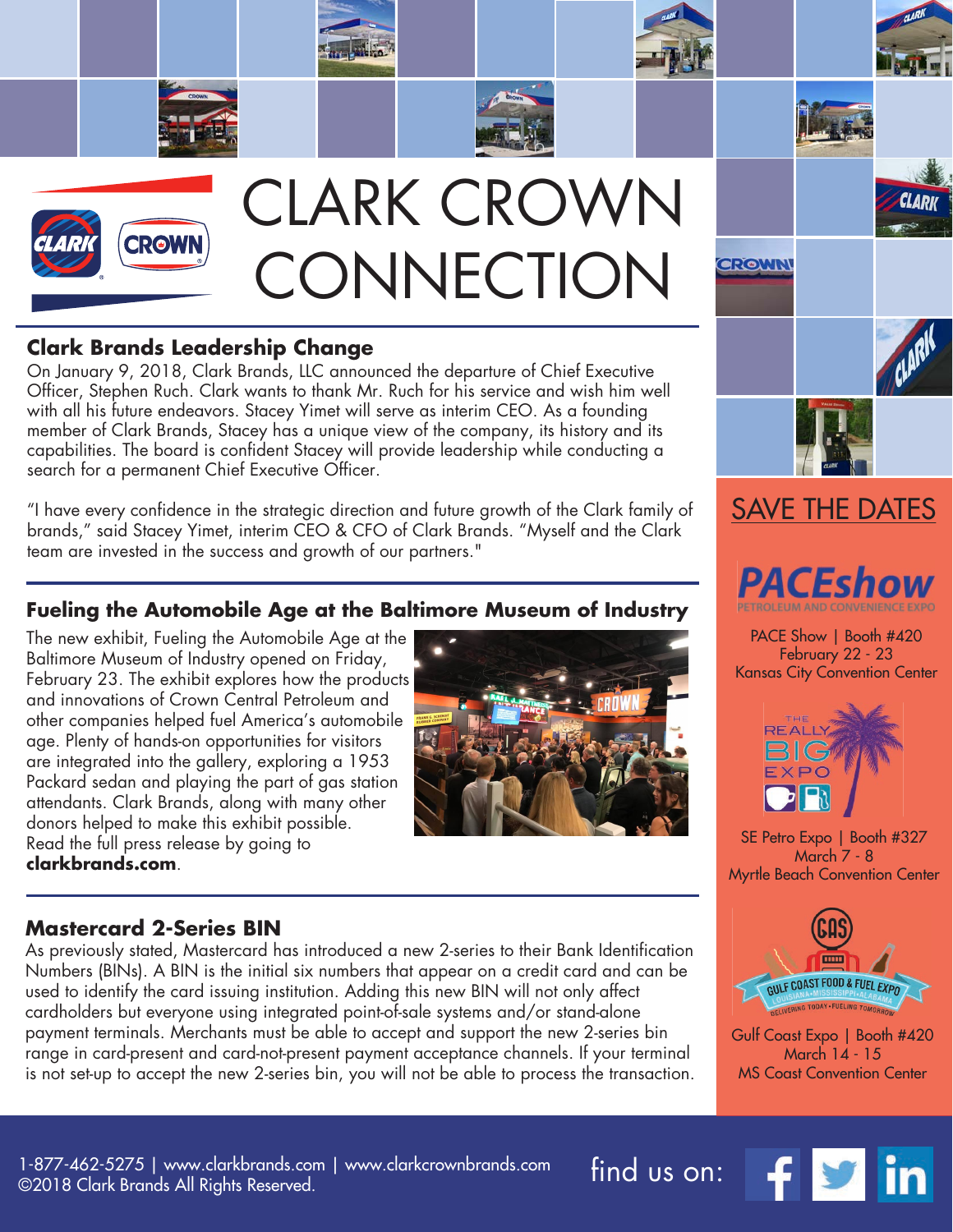# CLARK CROWN CONNECTION

## Clark Brands Leadership Change

On January 9, 2018, Clark Brands, LLC announced the departure of Chief Executive Officer, Stephen Ruch. Clark wants to thank Mr. Ruch for his service and wish him well with all his future endeavors. Stacey Yimet will serve as interim CEO. As a founding member of Clark Brands, Stacey has a unique view of the company, its history and its capabilities. The board is confident Stacey will provide leadership while conducting a search for a permanent Chief Executive Officer.

"I have every confidence in the strategic direction and future growth of the Clark family of brands," said Stacey Yimet, interim CEO & CFO of Clark Brands. "Myself and the Clark team are invested in the success and growth of our partners."

## Fueling the Automobile Age at the Baltimore Museum of Industry

The new exhibit, Fueling the Automobile Age at the Baltimore Museum of Industry opened on Friday, February 23. The exhibit explores how the products and innovations of Crown Central Petroleum and other companies helped fuel America's automobile age. Plenty of hands-on opportunities for visitors are integrated into the gallery, exploring a 1953 Packard sedan and playing the part of gas station attendants. Clark Brands, along with many other donors helped to make this exhibit possible. Read the full press release by going to **clarkbrands.com**.

## Mastercard 2-Series BIN

As previously stated, Mastercard has introduced a new 2-series to their Bank Identification Numbers (BINs). A BIN is the initial six numbers that appear on a credit card and can be used to identify the card issuing institution. Adding this new BIN will not only affect cardholders but everyone using integrated point-of-sale systems and/or stand-alone payment terminals. Merchants must be able to accept and support the new 2-series bin range in card-present and card-not-present payment acceptance channels. If your terminal is not set-up to accept the new 2-series bin, you will not be able to process the transaction.

## SAVE THE DATES

**PACEshow** – Petroleum and Convenience Expo

PACE Show | Booth #420
February 22 - 23
Kansas City Convention Center

**The Really Big Expo**

SE Petro Expo | Booth #327
March 7 - 8
Myrtle Beach Convention Center

**GAS – Gulf Coast Food & Fuel Expo** – Louisiana • Mississippi • Alabama – Delivering Today • Fueling Tomorrow

Gulf Coast Expo | Booth #420
March 14 - 15
MS Coast Convention Center

1-877-462-5275 | www.clarkbrands.com | www.clarkcrownbrands.com
©2018 Clark Brands All Rights Reserved.

find us on: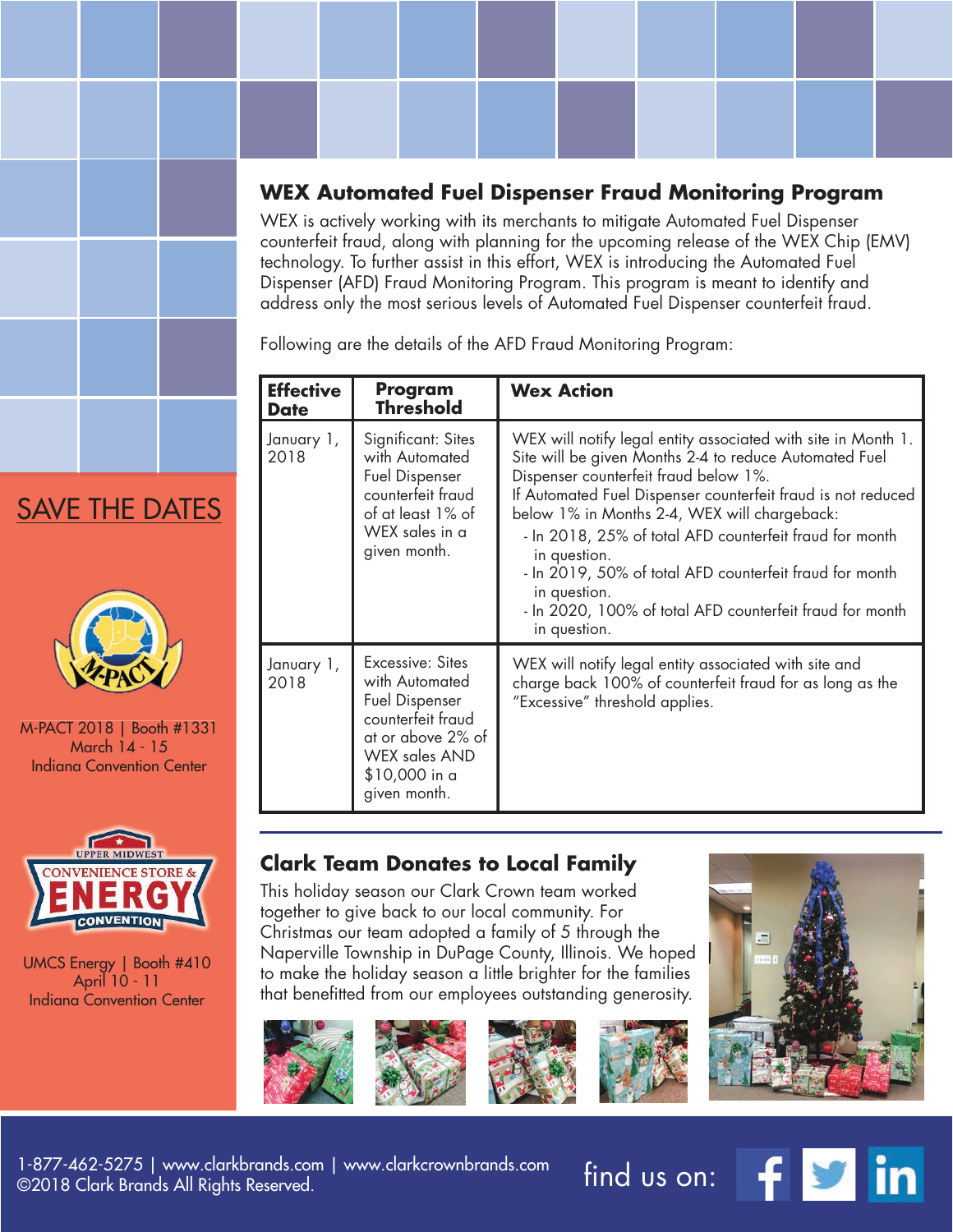## WEX Automated Fuel Dispenser Fraud Monitoring Program

WEX is actively working with its merchants to mitigate Automated Fuel Dispenser counterfeit fraud, along with planning for the upcoming release of the WEX Chip (EMV) technology. To further assist in this effort, WEX is introducing the Automated Fuel Dispenser (AFD) Fraud Monitoring Program. This program is meant to identify and address only the most serious levels of Automated Fuel Dispenser counterfeit fraud.

Following are the details of the AFD Fraud Monitoring Program:

| Effective Date | Program Threshold | Wex Action |
|---|---|---|
| January 1, 2018 | Significant: Sites with Automated Fuel Dispenser counterfeit fraud of at least 1% of WEX sales in a given month. | WEX will notify legal entity associated with site in Month 1. Site will be given Months 2-4 to reduce Automated Fuel Dispenser counterfeit fraud below 1%.<br>If Automated Fuel Dispenser counterfeit fraud is not reduced below 1% in Months 2-4, WEX will chargeback:<br>- In 2018, 25% of total AFD counterfeit fraud for month in question.<br>- In 2019, 50% of total AFD counterfeit fraud for month in question.<br>- In 2020, 100% of total AFD counterfeit fraud for month in question. |
| January 1, 2018 | Excessive: Sites with Automated Fuel Dispenser counterfeit fraud at or above 2% of WEX sales AND $10,000 in a given month. | WEX will notify legal entity associated with site and charge back 100% of counterfeit fraud for as long as the "Excessive" threshold applies. |

## Clark Team Donates to Local Family

This holiday season our Clark Crown team worked together to give back to our local community. For Christmas our team adopted a family of 5 through the Naperville Township in DuPage County, Illinois. We hoped to make the holiday season a little brighter for the families that benefitted from our employees outstanding generosity.

## SAVE THE DATES

M-PACT 2018 | Booth #1331
March 14 - 15
Indiana Convention Center

UPPER MIDWEST CONVENIENCE STORE & ENERGY CONVENTION

UMCS Energy | Booth #410
April 10 - 11
Indiana Convention Center

1-877-462-5275 | www.clarkbrands.com | www.clarkcrownbrands.com
©2018 Clark Brands All Rights Reserved.

find us on: